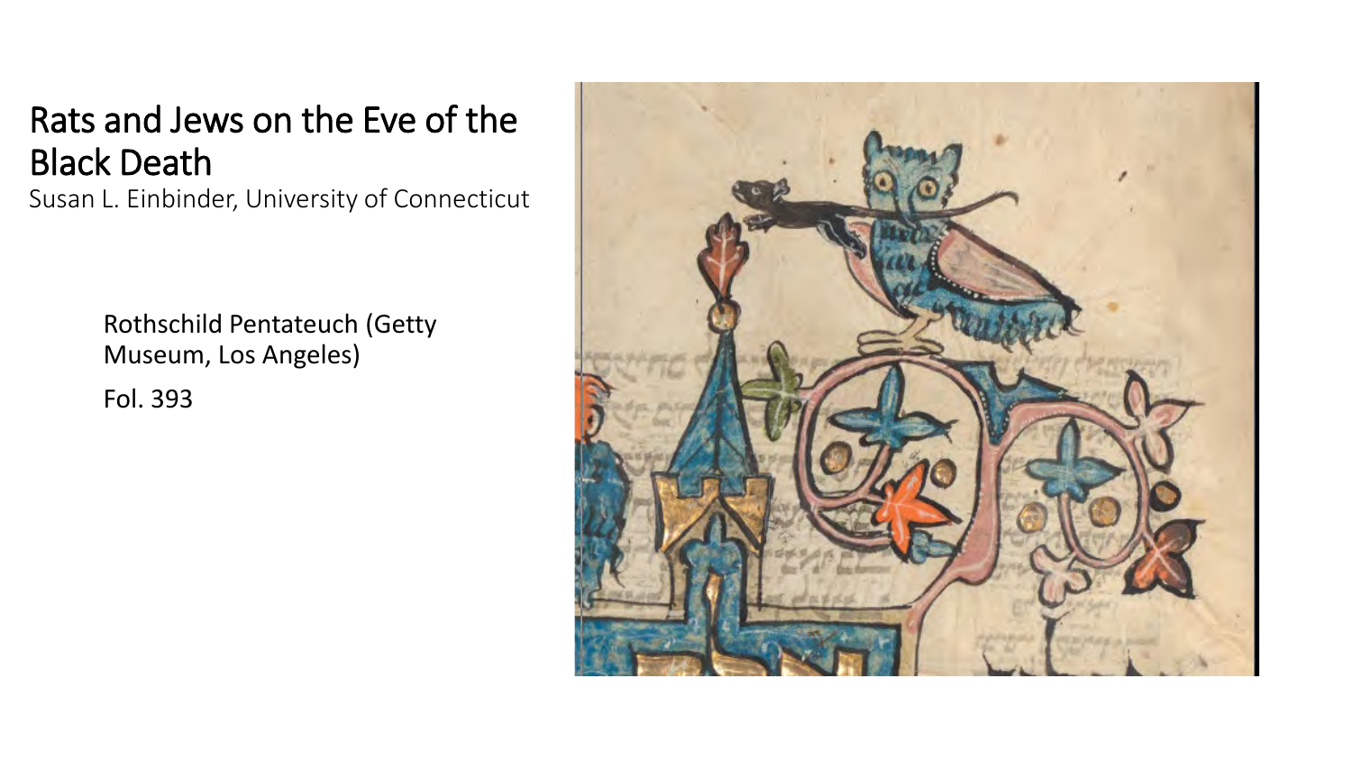# Rats and Jews on the Eve of the Black Death

Susan L. Einbinder, University of Connecticut

Rothschild Pentateuch (Getty Museum, Los Angeles)

Fol. 393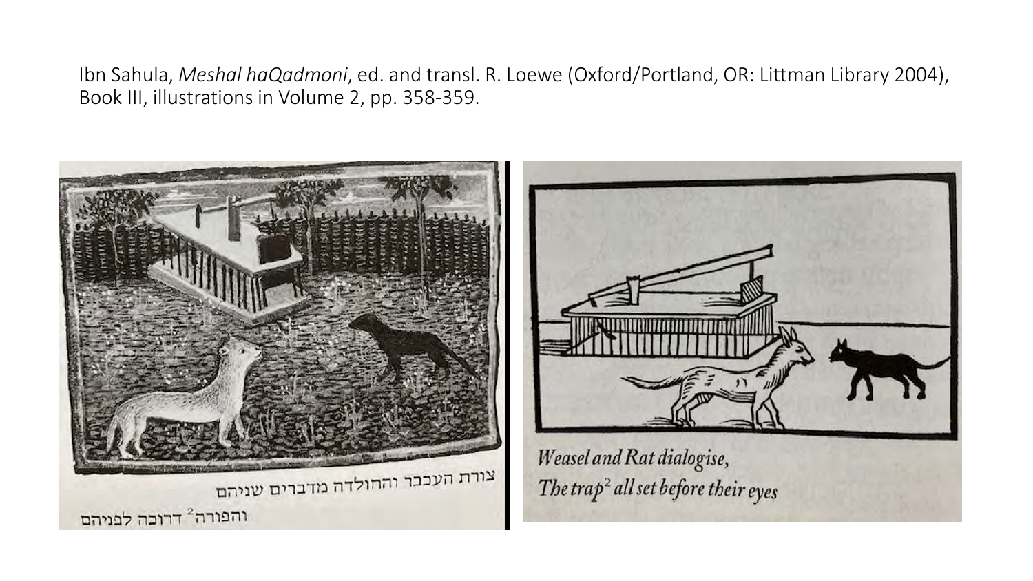Ibn Sahula, *Meshal haQadmoni*, ed. and transl. R. Loewe (Oxford/Portland, OR: Littman Library 2004), Book III, illustrations in Volume 2, pp. 358-359.

צורת העכבר והחולדה מדברים שניהם
והפורה[2] דרוכה לפניהם

*Weasel and Rat dialogise,*
*The trap[2] all set before their eyes*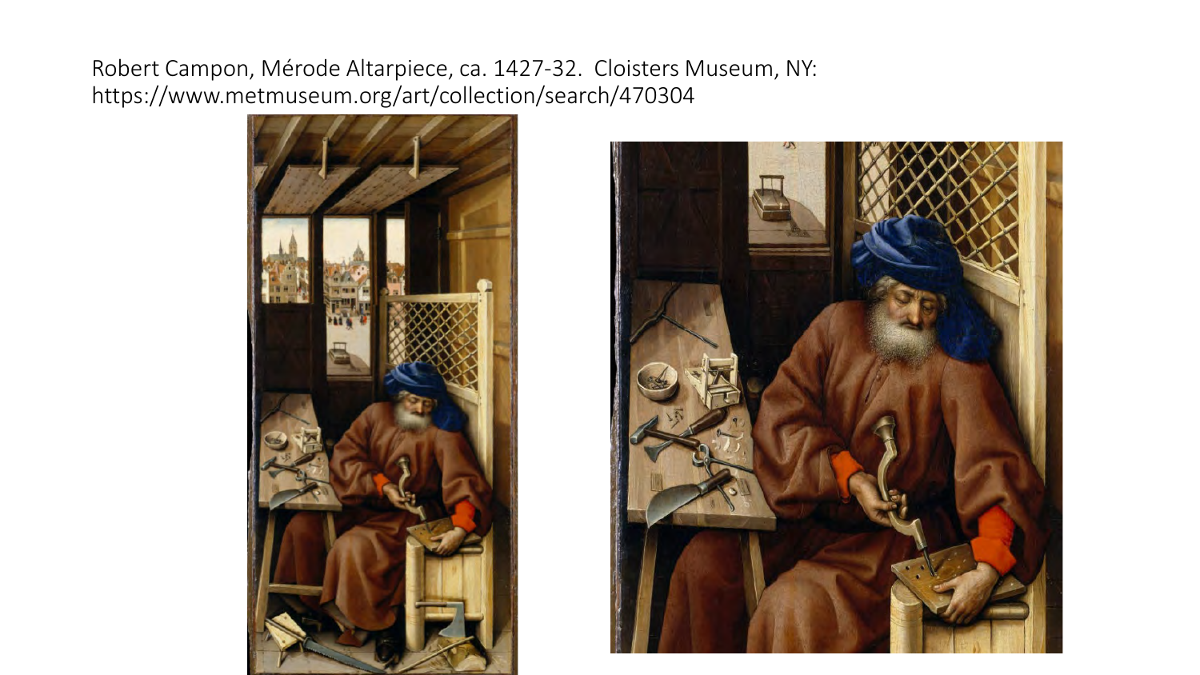Robert Campon, Mérode Altarpiece, ca. 1427-32. Cloisters Museum, NY: https://www.metmuseum.org/art/collection/search/470304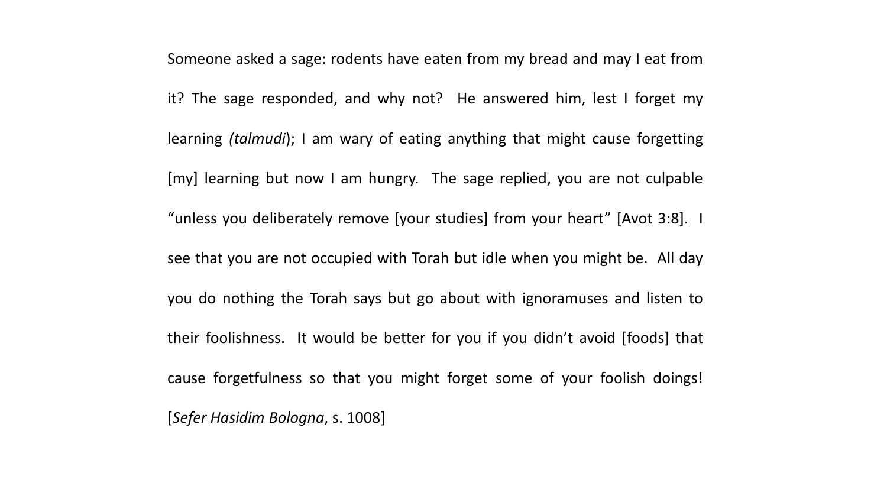Someone asked a sage: rodents have eaten from my bread and may I eat from it? The sage responded, and why not? He answered him, lest I forget my learning *(talmudi*); I am wary of eating anything that might cause forgetting [my] learning but now I am hungry. The sage replied, you are not culpable "unless you deliberately remove [your studies] from your heart" [Avot 3:8]. I see that you are not occupied with Torah but idle when you might be. All day you do nothing the Torah says but go about with ignoramuses and listen to their foolishness. It would be better for you if you didn't avoid [foods] that cause forgetfulness so that you might forget some of your foolish doings! [*Sefer Hasidim Bologna*, s. 1008]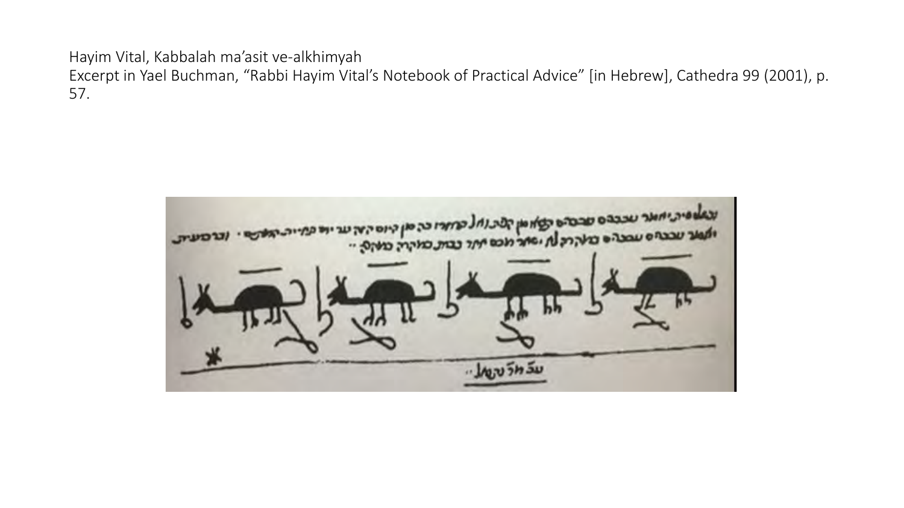Hayim Vital, Kabbalah ma'asit ve-alkhimyah

Excerpt in Yael Buchman, "Rabbi Hayim Vital's Notebook of Practical Advice" [in Hebrew], Cathedra 99 (2001), p. 57.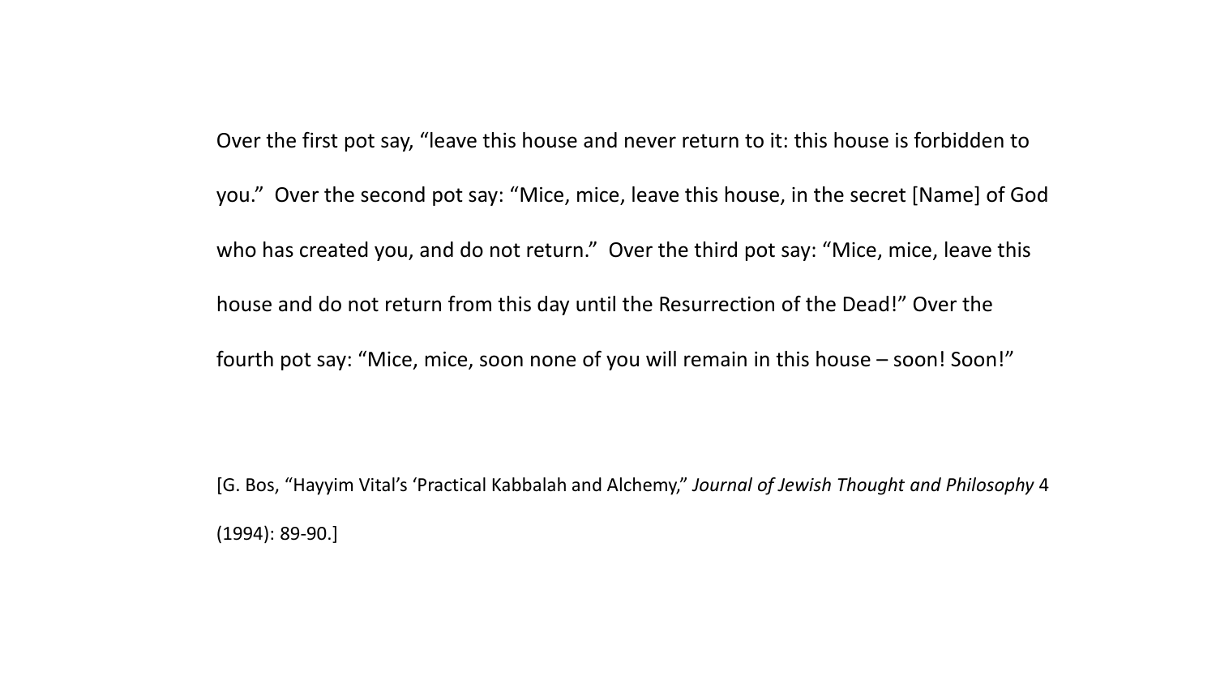Over the first pot say, “leave this house and never return to it: this house is forbidden to you.” Over the second pot say: “Mice, mice, leave this house, in the secret [Name] of God who has created you, and do not return.” Over the third pot say: “Mice, mice, leave this house and do not return from this day until the Resurrection of the Dead!” Over the fourth pot say: “Mice, mice, soon none of you will remain in this house – soon! Soon!”

[G. Bos, “Hayyim Vital’s ‘Practical Kabbalah and Alchemy,” *Journal of Jewish Thought and Philosophy* 4 (1994): 89-90.]